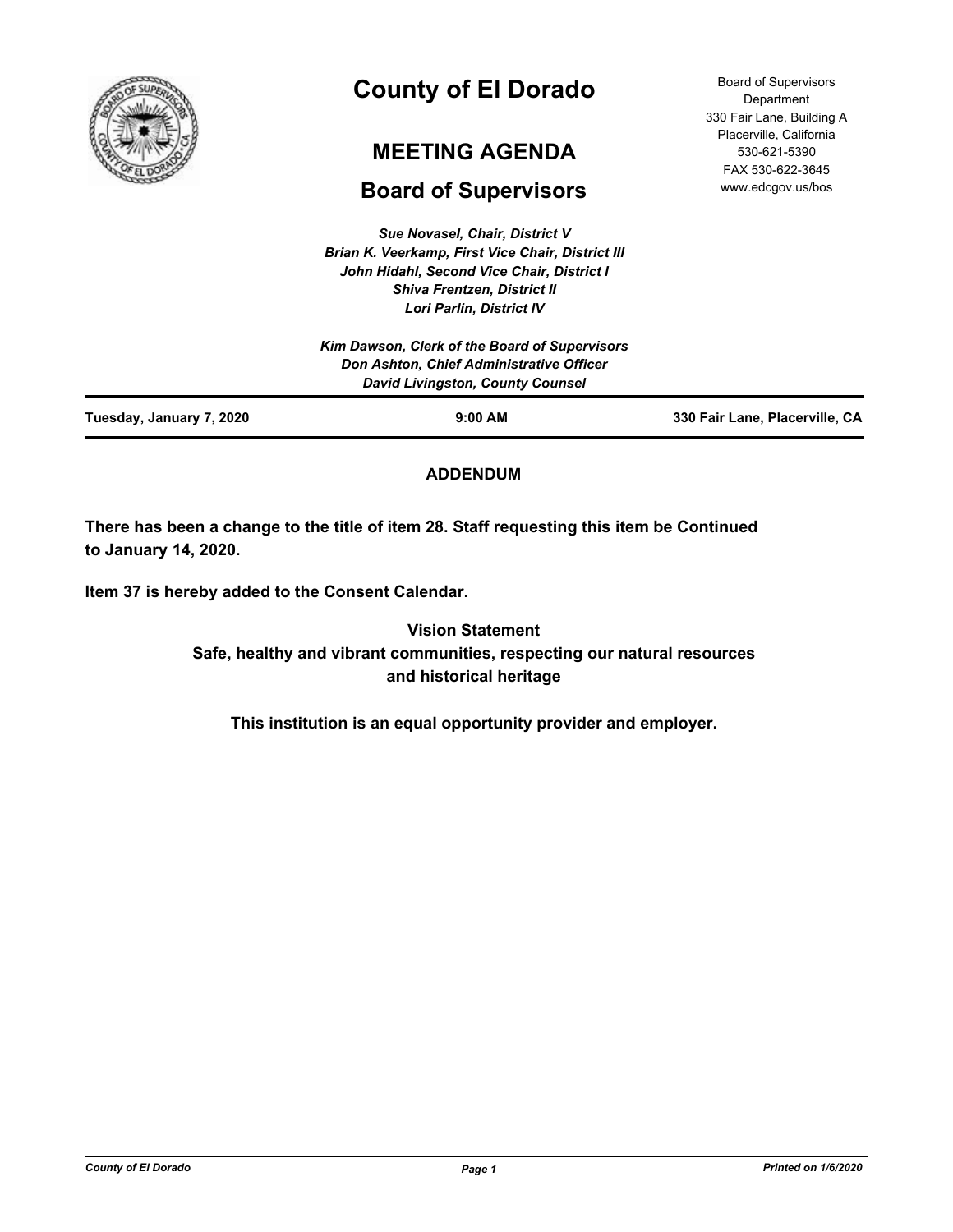# County of El Dorado

## MEETING AGENDA

## Board of Supervisors

Board of Supervisors Department
330 Fair Lane, Building A
Placerville, California
530-621-5390
FAX 530-622-3645
www.edcgov.us/bos

*Sue Novasel, Chair, District V*
*Brian K. Veerkamp, First Vice Chair, District III*
*John Hidahl, Second Vice Chair, District I*
*Shiva Frentzen, District II*
*Lori Parlin, District IV*

*Kim Dawson, Clerk of the Board of Supervisors*
*Don Ashton, Chief Administrative Officer*
*David Livingston, County Counsel*

| Tuesday, January 7, 2020 | 9:00 AM | 330 Fair Lane, Placerville, CA |
|---|---|---|

**ADDENDUM**

**There has been a change to the title of item 28. Staff requesting this item be Continued to January 14, 2020.**

**Item 37 is hereby added to the Consent Calendar.**

**Vision Statement**
**Safe, healthy and vibrant communities, respecting our natural resources and historical heritage**

**This institution is an equal opportunity provider and employer.**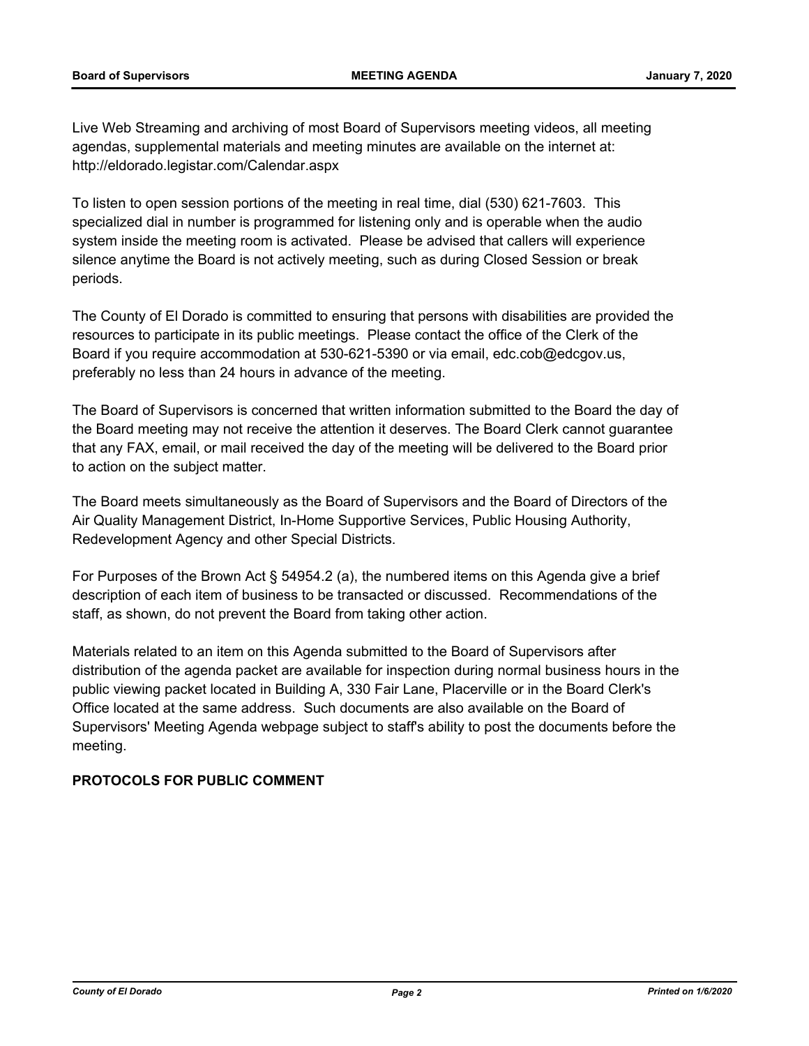Live Web Streaming and archiving of most Board of Supervisors meeting videos, all meeting agendas, supplemental materials and meeting minutes are available on the internet at: http://eldorado.legistar.com/Calendar.aspx

To listen to open session portions of the meeting in real time, dial (530) 621-7603. This specialized dial in number is programmed for listening only and is operable when the audio system inside the meeting room is activated. Please be advised that callers will experience silence anytime the Board is not actively meeting, such as during Closed Session or break periods.

The County of El Dorado is committed to ensuring that persons with disabilities are provided the resources to participate in its public meetings. Please contact the office of the Clerk of the Board if you require accommodation at 530-621-5390 or via email, edc.cob@edcgov.us, preferably no less than 24 hours in advance of the meeting.

The Board of Supervisors is concerned that written information submitted to the Board the day of the Board meeting may not receive the attention it deserves. The Board Clerk cannot guarantee that any FAX, email, or mail received the day of the meeting will be delivered to the Board prior to action on the subject matter.

The Board meets simultaneously as the Board of Supervisors and the Board of Directors of the Air Quality Management District, In-Home Supportive Services, Public Housing Authority, Redevelopment Agency and other Special Districts.

For Purposes of the Brown Act § 54954.2 (a), the numbered items on this Agenda give a brief description of each item of business to be transacted or discussed. Recommendations of the staff, as shown, do not prevent the Board from taking other action.

Materials related to an item on this Agenda submitted to the Board of Supervisors after distribution of the agenda packet are available for inspection during normal business hours in the public viewing packet located in Building A, 330 Fair Lane, Placerville or in the Board Clerk's Office located at the same address. Such documents are also available on the Board of Supervisors' Meeting Agenda webpage subject to staff's ability to post the documents before the meeting.

**PROTOCOLS FOR PUBLIC COMMENT**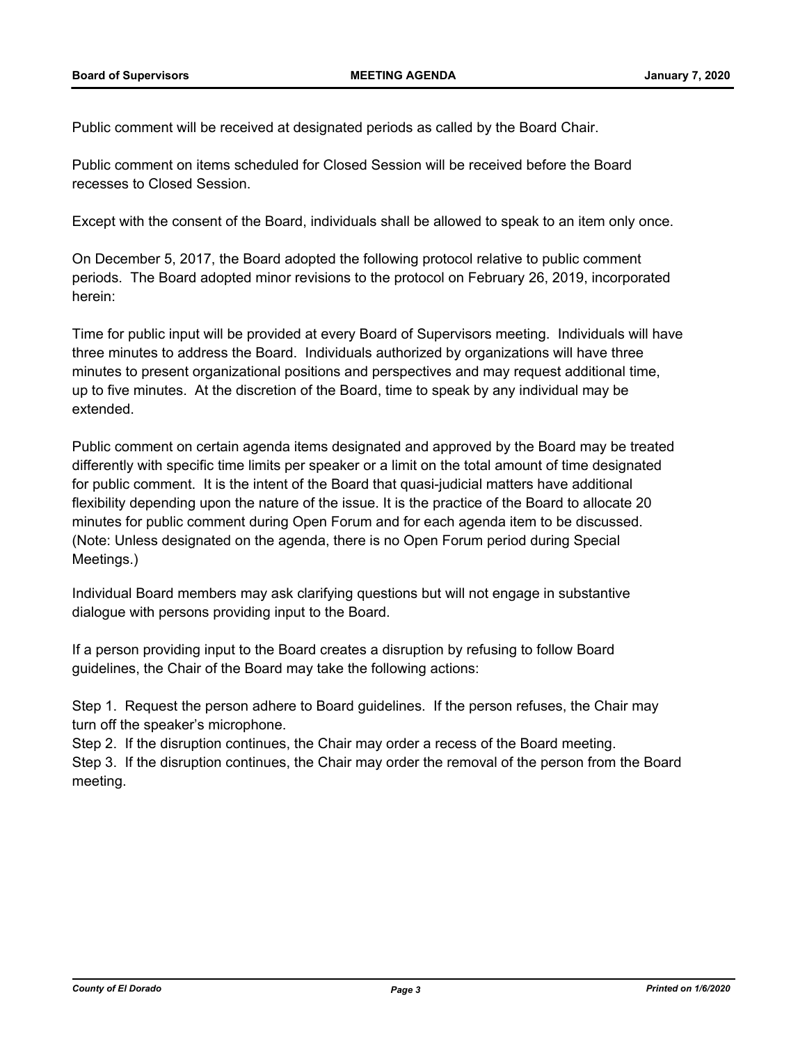Public comment will be received at designated periods as called by the Board Chair.

Public comment on items scheduled for Closed Session will be received before the Board recesses to Closed Session.

Except with the consent of the Board, individuals shall be allowed to speak to an item only once.

On December 5, 2017, the Board adopted the following protocol relative to public comment periods. The Board adopted minor revisions to the protocol on February 26, 2019, incorporated herein:

Time for public input will be provided at every Board of Supervisors meeting. Individuals will have three minutes to address the Board. Individuals authorized by organizations will have three minutes to present organizational positions and perspectives and may request additional time, up to five minutes. At the discretion of the Board, time to speak by any individual may be extended.

Public comment on certain agenda items designated and approved by the Board may be treated differently with specific time limits per speaker or a limit on the total amount of time designated for public comment. It is the intent of the Board that quasi-judicial matters have additional flexibility depending upon the nature of the issue. It is the practice of the Board to allocate 20 minutes for public comment during Open Forum and for each agenda item to be discussed. (Note: Unless designated on the agenda, there is no Open Forum period during Special Meetings.)

Individual Board members may ask clarifying questions but will not engage in substantive dialogue with persons providing input to the Board.

If a person providing input to the Board creates a disruption by refusing to follow Board guidelines, the Chair of the Board may take the following actions:

Step 1. Request the person adhere to Board guidelines. If the person refuses, the Chair may turn off the speaker's microphone.
Step 2. If the disruption continues, the Chair may order a recess of the Board meeting.
Step 3. If the disruption continues, the Chair may order the removal of the person from the Board meeting.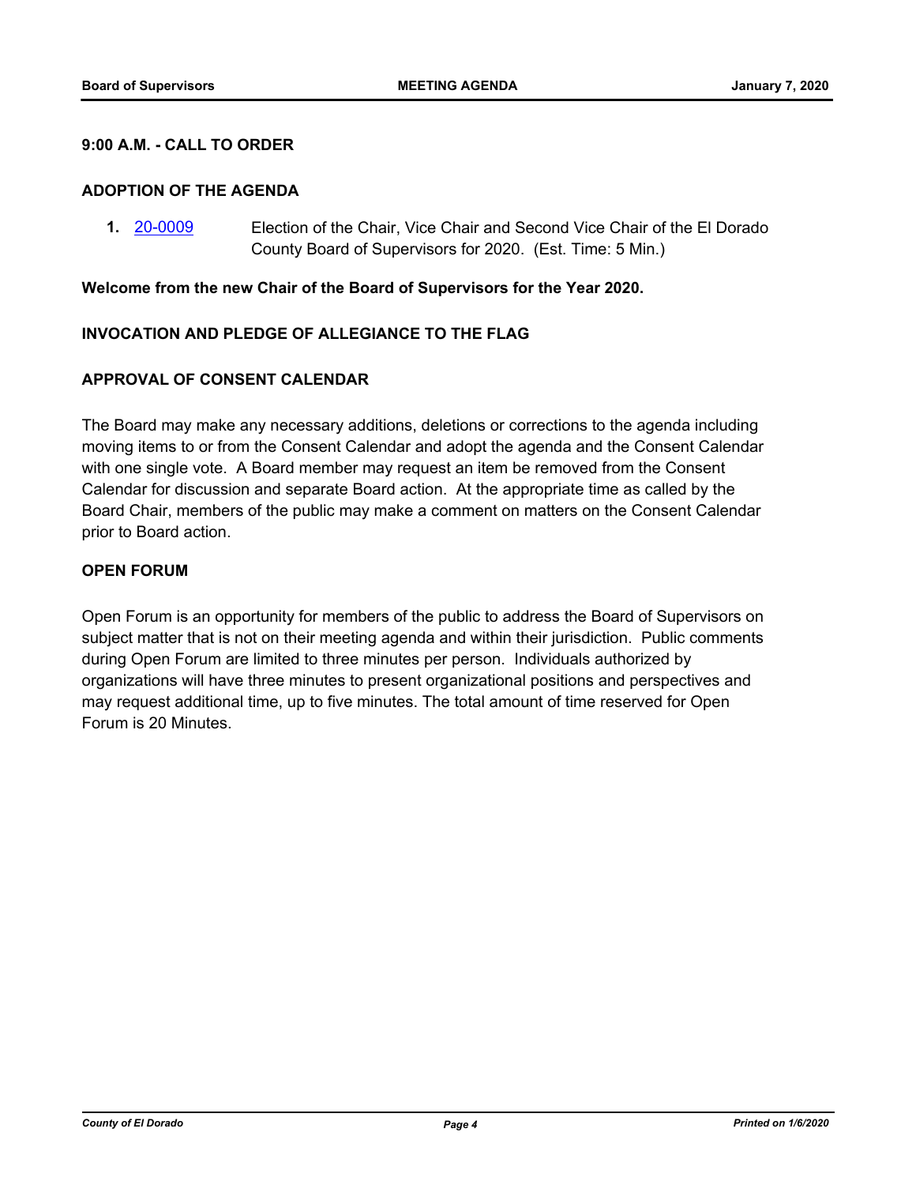**9:00 A.M. - CALL TO ORDER**

**ADOPTION OF THE AGENDA**

**1.** 20-0009 Election of the Chair, Vice Chair and Second Vice Chair of the El Dorado County Board of Supervisors for 2020. (Est. Time: 5 Min.)

**Welcome from the new Chair of the Board of Supervisors for the Year 2020.**

**INVOCATION AND PLEDGE OF ALLEGIANCE TO THE FLAG**

**APPROVAL OF CONSENT CALENDAR**

The Board may make any necessary additions, deletions or corrections to the agenda including moving items to or from the Consent Calendar and adopt the agenda and the Consent Calendar with one single vote. A Board member may request an item be removed from the Consent Calendar for discussion and separate Board action. At the appropriate time as called by the Board Chair, members of the public may make a comment on matters on the Consent Calendar prior to Board action.

**OPEN FORUM**

Open Forum is an opportunity for members of the public to address the Board of Supervisors on subject matter that is not on their meeting agenda and within their jurisdiction. Public comments during Open Forum are limited to three minutes per person. Individuals authorized by organizations will have three minutes to present organizational positions and perspectives and may request additional time, up to five minutes. The total amount of time reserved for Open Forum is 20 Minutes.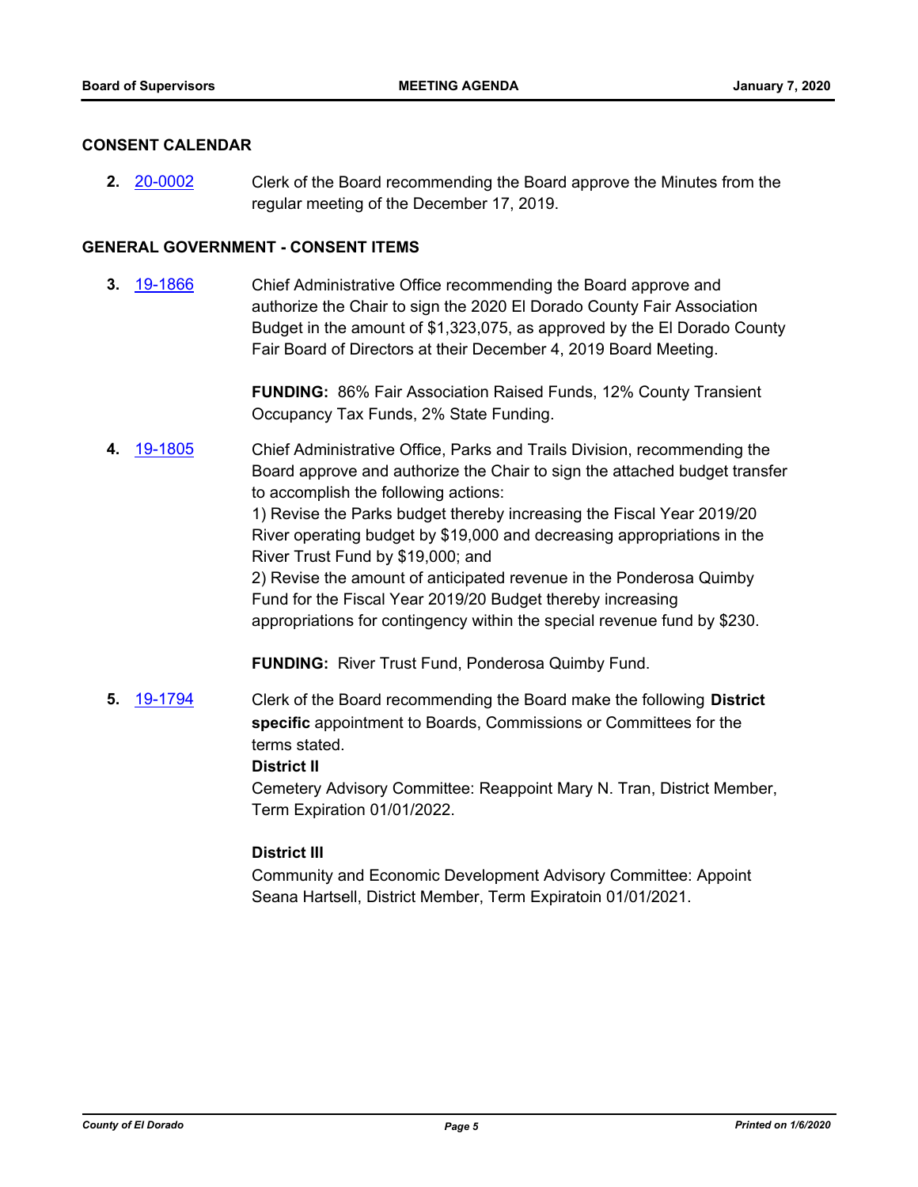## CONSENT CALENDAR

**2.** 20-0002 Clerk of the Board recommending the Board approve the Minutes from the regular meeting of the December 17, 2019.

## GENERAL GOVERNMENT - CONSENT ITEMS

**3.** 19-1866 Chief Administrative Office recommending the Board approve and authorize the Chair to sign the 2020 El Dorado County Fair Association Budget in the amount of $1,323,075, as approved by the El Dorado County Fair Board of Directors at their December 4, 2019 Board Meeting.

**FUNDING:** 86% Fair Association Raised Funds, 12% County Transient Occupancy Tax Funds, 2% State Funding.

**4.** 19-1805 Chief Administrative Office, Parks and Trails Division, recommending the Board approve and authorize the Chair to sign the attached budget transfer to accomplish the following actions:

1) Revise the Parks budget thereby increasing the Fiscal Year 2019/20 River operating budget by $19,000 and decreasing appropriations in the River Trust Fund by $19,000; and

2) Revise the amount of anticipated revenue in the Ponderosa Quimby Fund for the Fiscal Year 2019/20 Budget thereby increasing appropriations for contingency within the special revenue fund by $230.

**FUNDING:** River Trust Fund, Ponderosa Quimby Fund.

**5.** 19-1794 Clerk of the Board recommending the Board make the following **District specific** appointment to Boards, Commissions or Committees for the terms stated.

**District II**

Cemetery Advisory Committee: Reappoint Mary N. Tran, District Member, Term Expiration 01/01/2022.

**District III**

Community and Economic Development Advisory Committee: Appoint Seana Hartsell, District Member, Term Expiratoin 01/01/2021.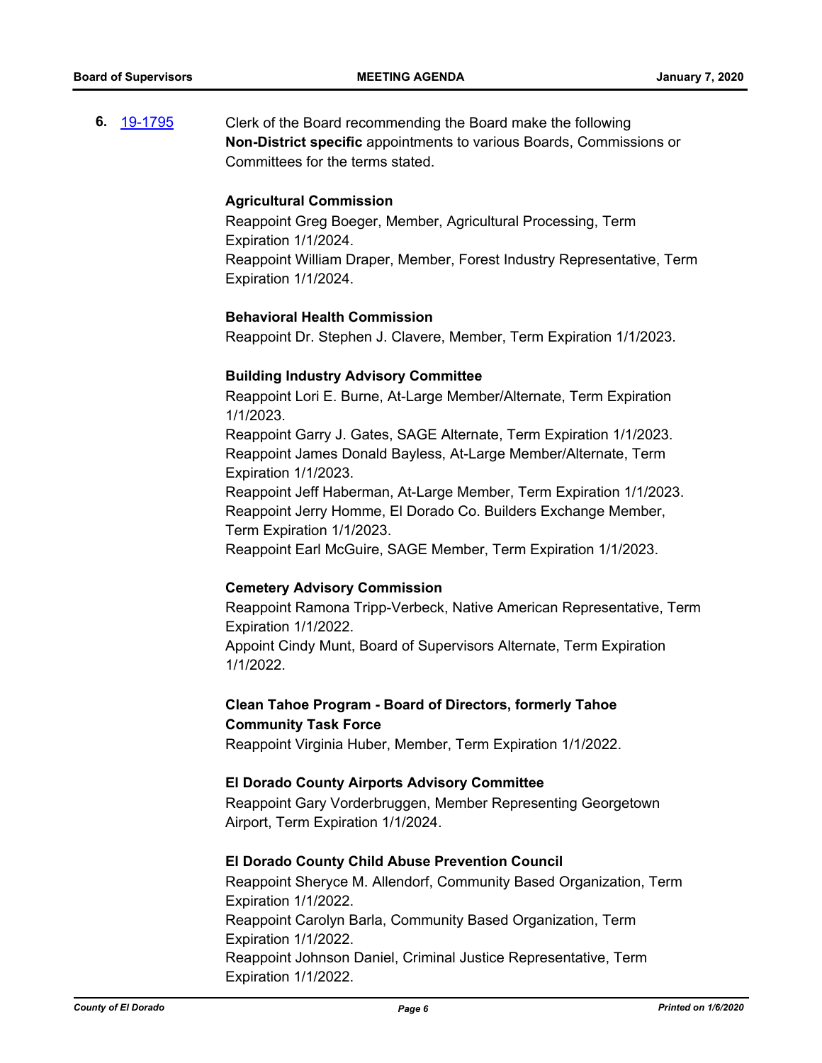**6.** [19-1795] Clerk of the Board recommending the Board make the following **Non-District specific** appointments to various Boards, Commissions or Committees for the terms stated.

**Agricultural Commission**

Reappoint Greg Boeger, Member, Agricultural Processing, Term Expiration 1/1/2024.

Reappoint William Draper, Member, Forest Industry Representative, Term Expiration 1/1/2024.

**Behavioral Health Commission**

Reappoint Dr. Stephen J. Clavere, Member, Term Expiration 1/1/2023.

**Building Industry Advisory Committee**

Reappoint Lori E. Burne, At-Large Member/Alternate, Term Expiration 1/1/2023.

Reappoint Garry J. Gates, SAGE Alternate, Term Expiration 1/1/2023.

Reappoint James Donald Bayless, At-Large Member/Alternate, Term Expiration 1/1/2023.

Reappoint Jeff Haberman, At-Large Member, Term Expiration 1/1/2023.

Reappoint Jerry Homme, El Dorado Co. Builders Exchange Member, Term Expiration 1/1/2023.

Reappoint Earl McGuire, SAGE Member, Term Expiration 1/1/2023.

**Cemetery Advisory Commission**

Reappoint Ramona Tripp-Verbeck, Native American Representative, Term Expiration 1/1/2022.

Appoint Cindy Munt, Board of Supervisors Alternate, Term Expiration 1/1/2022.

**Clean Tahoe Program - Board of Directors, formerly Tahoe Community Task Force**

Reappoint Virginia Huber, Member, Term Expiration 1/1/2022.

**El Dorado County Airports Advisory Committee**

Reappoint Gary Vorderbruggen, Member Representing Georgetown Airport, Term Expiration 1/1/2024.

**El Dorado County Child Abuse Prevention Council**

Reappoint Sheryce M. Allendorf, Community Based Organization, Term Expiration 1/1/2022.

Reappoint Carolyn Barla, Community Based Organization, Term Expiration 1/1/2022.

Reappoint Johnson Daniel, Criminal Justice Representative, Term Expiration 1/1/2022.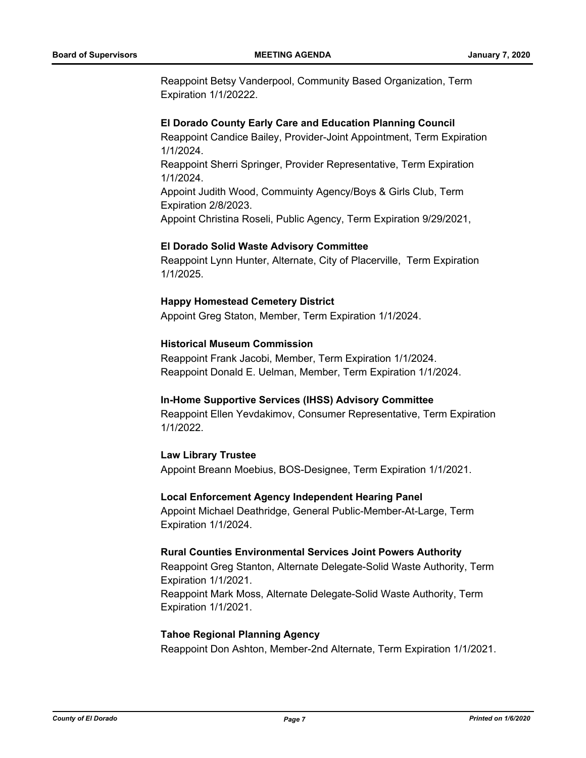Reappoint Betsy Vanderpool, Community Based Organization, Term Expiration 1/1/20222.

**El Dorado County Early Care and Education Planning Council**

Reappoint Candice Bailey, Provider-Joint Appointment, Term Expiration 1/1/2024.

Reappoint Sherri Springer, Provider Representative, Term Expiration 1/1/2024.

Appoint Judith Wood, Commuinty Agency/Boys & Girls Club, Term Expiration 2/8/2023.

Appoint Christina Roseli, Public Agency, Term Expiration 9/29/2021,

**El Dorado Solid Waste Advisory Committee**

Reappoint Lynn Hunter, Alternate, City of Placerville, Term Expiration 1/1/2025.

**Happy Homestead Cemetery District**

Appoint Greg Staton, Member, Term Expiration 1/1/2024.

**Historical Museum Commission**

Reappoint Frank Jacobi, Member, Term Expiration 1/1/2024.

Reappoint Donald E. Uelman, Member, Term Expiration 1/1/2024.

**In-Home Supportive Services (IHSS) Advisory Committee**

Reappoint Ellen Yevdakimov, Consumer Representative, Term Expiration 1/1/2022.

**Law Library Trustee**

Appoint Breann Moebius, BOS-Designee, Term Expiration 1/1/2021.

**Local Enforcement Agency Independent Hearing Panel**

Appoint Michael Deathridge, General Public-Member-At-Large, Term Expiration 1/1/2024.

**Rural Counties Environmental Services Joint Powers Authority**

Reappoint Greg Stanton, Alternate Delegate-Solid Waste Authority, Term Expiration 1/1/2021.

Reappoint Mark Moss, Alternate Delegate-Solid Waste Authority, Term Expiration 1/1/2021.

**Tahoe Regional Planning Agency**

Reappoint Don Ashton, Member-2nd Alternate, Term Expiration 1/1/2021.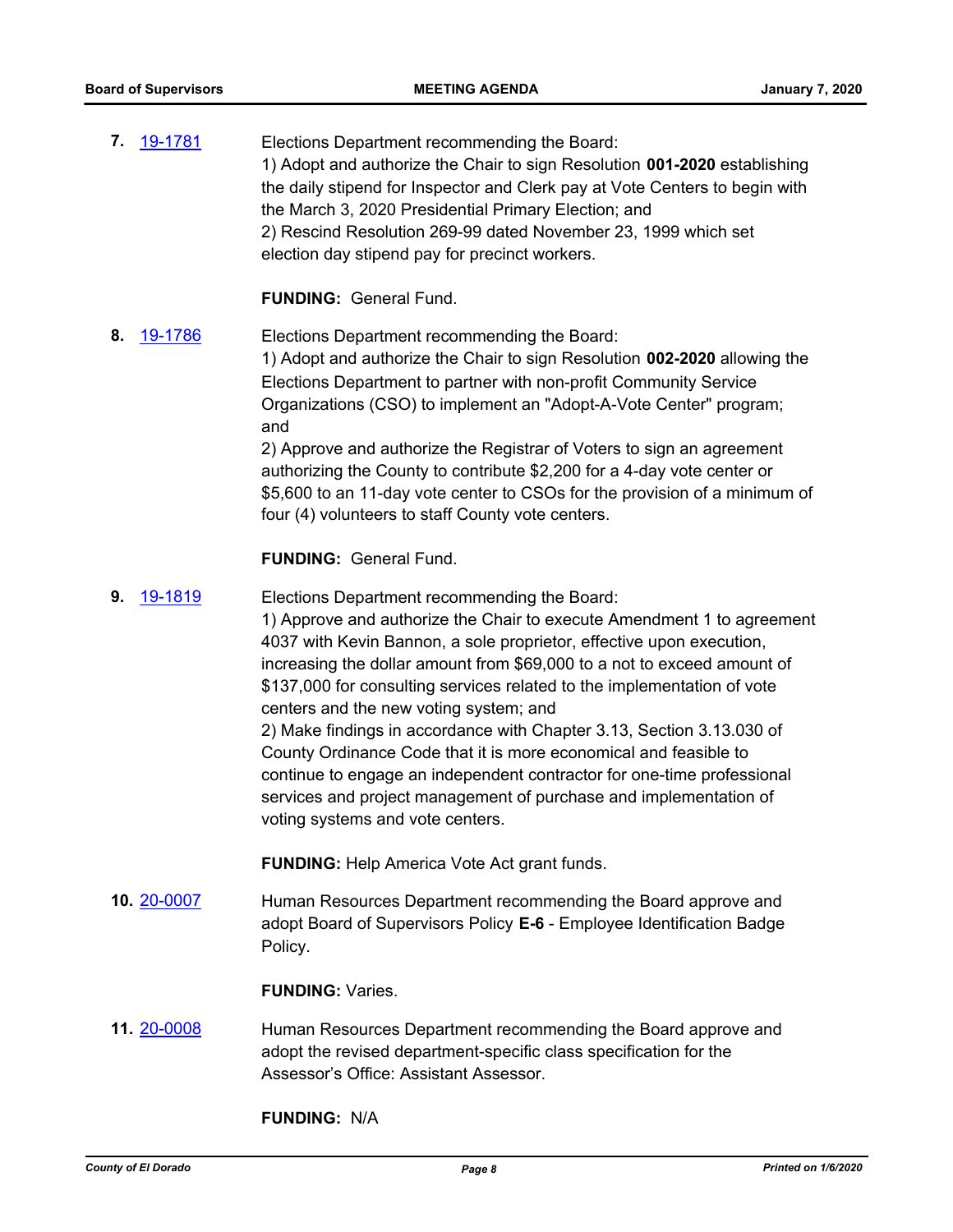**7.** [19-1781]

Elections Department recommending the Board:
1) Adopt and authorize the Chair to sign Resolution **001-2020** establishing the daily stipend for Inspector and Clerk pay at Vote Centers to begin with the March 3, 2020 Presidential Primary Election; and
2) Rescind Resolution 269-99 dated November 23, 1999 which set election day stipend pay for precinct workers.

**FUNDING:** General Fund.

**8.** [19-1786]

Elections Department recommending the Board:
1) Adopt and authorize the Chair to sign Resolution **002-2020** allowing the Elections Department to partner with non-profit Community Service Organizations (CSO) to implement an "Adopt-A-Vote Center" program; and
2) Approve and authorize the Registrar of Voters to sign an agreement authorizing the County to contribute $2,200 for a 4-day vote center or $5,600 to an 11-day vote center to CSOs for the provision of a minimum of four (4) volunteers to staff County vote centers.

**FUNDING:** General Fund.

**9.** [19-1819]

Elections Department recommending the Board:
1) Approve and authorize the Chair to execute Amendment 1 to agreement 4037 with Kevin Bannon, a sole proprietor, effective upon execution, increasing the dollar amount from $69,000 to a not to exceed amount of $137,000 for consulting services related to the implementation of vote centers and the new voting system; and
2) Make findings in accordance with Chapter 3.13, Section 3.13.030 of County Ordinance Code that it is more economical and feasible to continue to engage an independent contractor for one-time professional services and project management of purchase and implementation of voting systems and vote centers.

**FUNDING:** Help America Vote Act grant funds.

**10.** [20-0007]

Human Resources Department recommending the Board approve and adopt Board of Supervisors Policy **E-6** - Employee Identification Badge Policy.

**FUNDING:** Varies.

**11.** [20-0008]

Human Resources Department recommending the Board approve and adopt the revised department-specific class specification for the Assessor's Office: Assistant Assessor.

**FUNDING:** N/A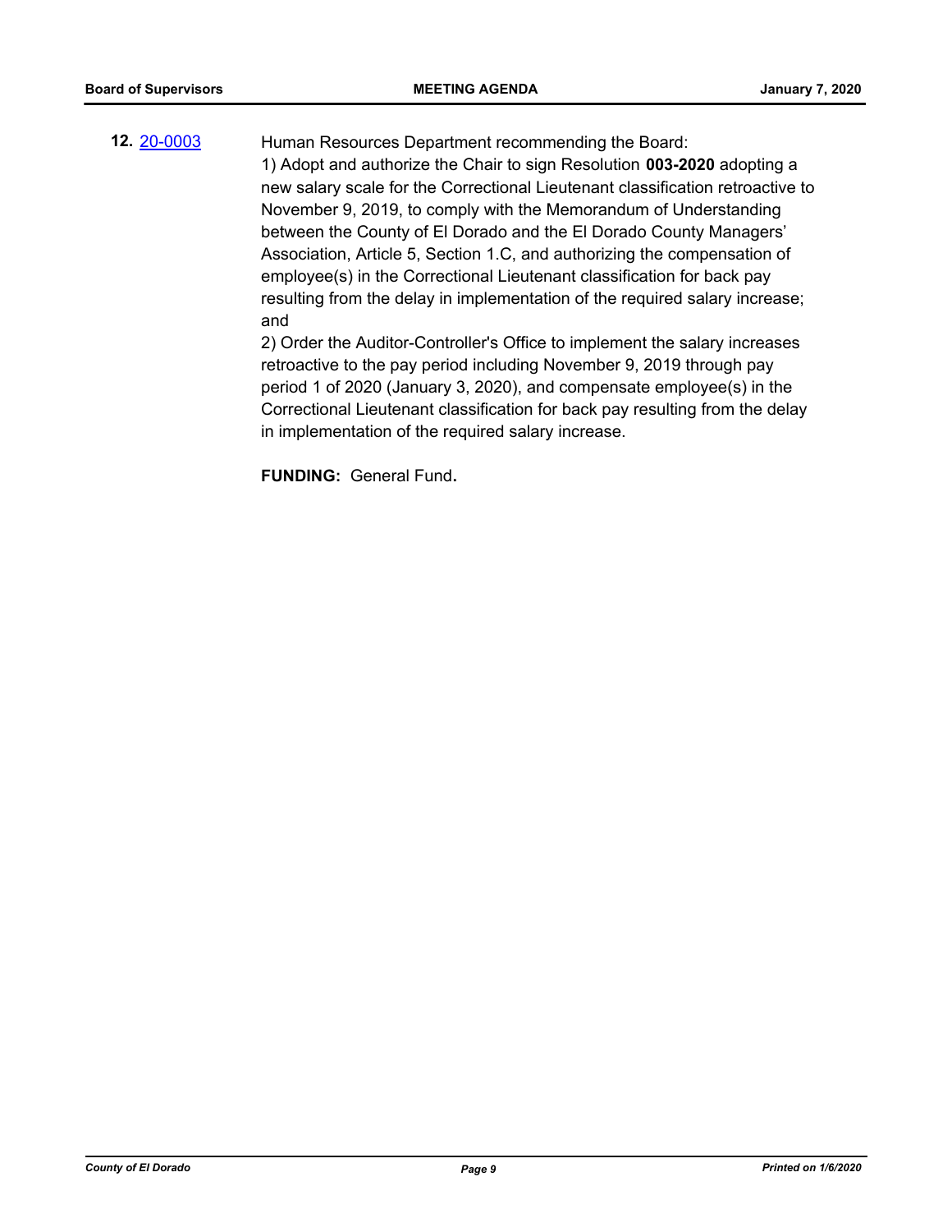**12.** [20-0003](20-0003) Human Resources Department recommending the Board:

1) Adopt and authorize the Chair to sign Resolution **003-2020** adopting a new salary scale for the Correctional Lieutenant classification retroactive to November 9, 2019, to comply with the Memorandum of Understanding between the County of El Dorado and the El Dorado County Managers' Association, Article 5, Section 1.C, and authorizing the compensation of employee(s) in the Correctional Lieutenant classification for back pay resulting from the delay in implementation of the required salary increase; and

2) Order the Auditor-Controller's Office to implement the salary increases retroactive to the pay period including November 9, 2019 through pay period 1 of 2020 (January 3, 2020), and compensate employee(s) in the Correctional Lieutenant classification for back pay resulting from the delay in implementation of the required salary increase.

**FUNDING:** General Fund**.**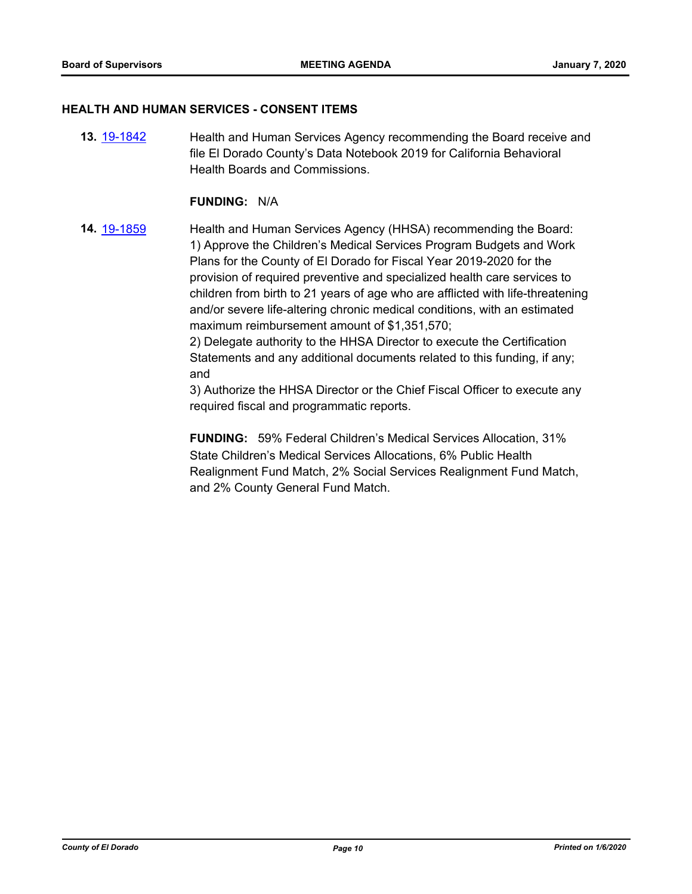## HEALTH AND HUMAN SERVICES - CONSENT ITEMS

**13.** [19-1842](19-1842) Health and Human Services Agency recommending the Board receive and file El Dorado County's Data Notebook 2019 for California Behavioral Health Boards and Commissions.

**FUNDING:** N/A

**14.** [19-1859](19-1859) Health and Human Services Agency (HHSA) recommending the Board:
1) Approve the Children's Medical Services Program Budgets and Work Plans for the County of El Dorado for Fiscal Year 2019-2020 for the provision of required preventive and specialized health care services to children from birth to 21 years of age who are afflicted with life-threatening and/or severe life-altering chronic medical conditions, with an estimated maximum reimbursement amount of $1,351,570;
2) Delegate authority to the HHSA Director to execute the Certification Statements and any additional documents related to this funding, if any; and
3) Authorize the HHSA Director or the Chief Fiscal Officer to execute any required fiscal and programmatic reports.

**FUNDING:** 59% Federal Children's Medical Services Allocation, 31% State Children's Medical Services Allocations, 6% Public Health Realignment Fund Match, 2% Social Services Realignment Fund Match, and 2% County General Fund Match.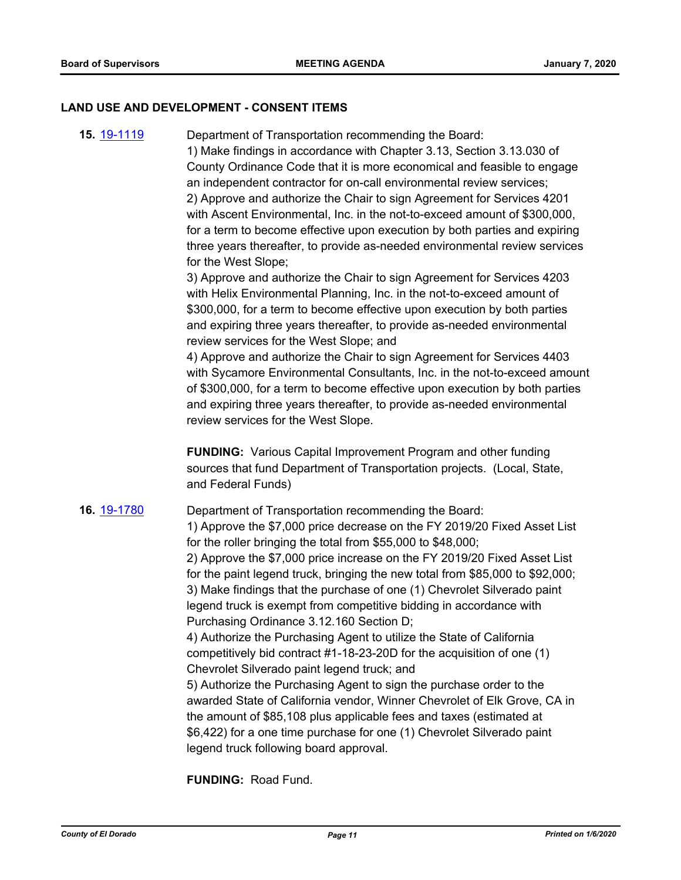## LAND USE AND DEVELOPMENT - CONSENT ITEMS

**15.** 19-1119

Department of Transportation recommending the Board:
1) Make findings in accordance with Chapter 3.13, Section 3.13.030 of County Ordinance Code that it is more economical and feasible to engage an independent contractor for on-call environmental review services;
2) Approve and authorize the Chair to sign Agreement for Services 4201 with Ascent Environmental, Inc. in the not-to-exceed amount of $300,000, for a term to become effective upon execution by both parties and expiring three years thereafter, to provide as-needed environmental review services for the West Slope;
3) Approve and authorize the Chair to sign Agreement for Services 4203 with Helix Environmental Planning, Inc. in the not-to-exceed amount of $300,000, for a term to become effective upon execution by both parties and expiring three years thereafter, to provide as-needed environmental review services for the West Slope; and
4) Approve and authorize the Chair to sign Agreement for Services 4403 with Sycamore Environmental Consultants, Inc. in the not-to-exceed amount of $300,000, for a term to become effective upon execution by both parties and expiring three years thereafter, to provide as-needed environmental review services for the West Slope.

**FUNDING:** Various Capital Improvement Program and other funding sources that fund Department of Transportation projects. (Local, State, and Federal Funds)

**16.** 19-1780

Department of Transportation recommending the Board:
1) Approve the $7,000 price decrease on the FY 2019/20 Fixed Asset List for the roller bringing the total from $55,000 to $48,000;
2) Approve the $7,000 price increase on the FY 2019/20 Fixed Asset List for the paint legend truck, bringing the new total from $85,000 to $92,000;
3) Make findings that the purchase of one (1) Chevrolet Silverado paint legend truck is exempt from competitive bidding in accordance with Purchasing Ordinance 3.12.160 Section D;
4) Authorize the Purchasing Agent to utilize the State of California competitively bid contract #1-18-23-20D for the acquisition of one (1) Chevrolet Silverado paint legend truck; and
5) Authorize the Purchasing Agent to sign the purchase order to the awarded State of California vendor, Winner Chevrolet of Elk Grove, CA in the amount of $85,108 plus applicable fees and taxes (estimated at $6,422) for a one time purchase for one (1) Chevrolet Silverado paint legend truck following board approval.

**FUNDING:** Road Fund.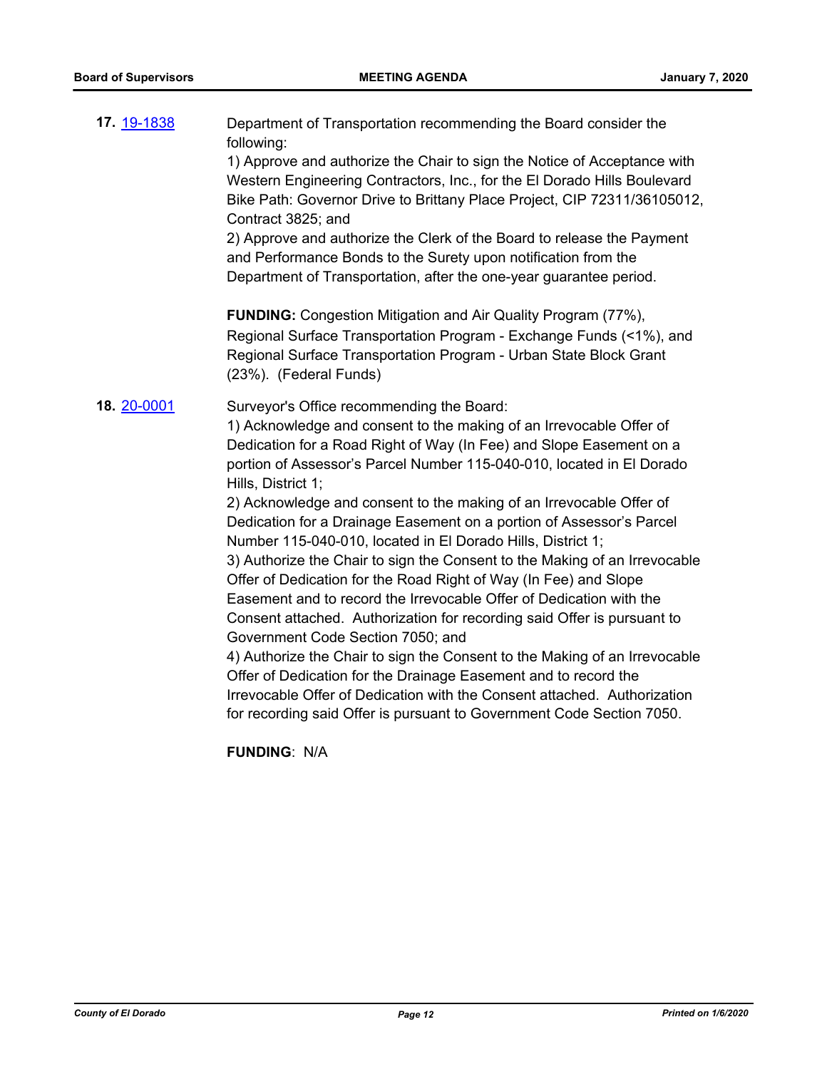**17.** 19-1838

Department of Transportation recommending the Board consider the following:

1) Approve and authorize the Chair to sign the Notice of Acceptance with Western Engineering Contractors, Inc., for the El Dorado Hills Boulevard Bike Path: Governor Drive to Brittany Place Project, CIP 72311/36105012, Contract 3825; and

2) Approve and authorize the Clerk of the Board to release the Payment and Performance Bonds to the Surety upon notification from the Department of Transportation, after the one-year guarantee period.

**FUNDING:** Congestion Mitigation and Air Quality Program (77%), Regional Surface Transportation Program - Exchange Funds (<1%), and Regional Surface Transportation Program - Urban State Block Grant (23%). (Federal Funds)

**18.** 20-0001

Surveyor's Office recommending the Board:

1) Acknowledge and consent to the making of an Irrevocable Offer of Dedication for a Road Right of Way (In Fee) and Slope Easement on a portion of Assessor's Parcel Number 115-040-010, located in El Dorado Hills, District 1;

2) Acknowledge and consent to the making of an Irrevocable Offer of Dedication for a Drainage Easement on a portion of Assessor's Parcel Number 115-040-010, located in El Dorado Hills, District 1;

3) Authorize the Chair to sign the Consent to the Making of an Irrevocable Offer of Dedication for the Road Right of Way (In Fee) and Slope Easement and to record the Irrevocable Offer of Dedication with the Consent attached. Authorization for recording said Offer is pursuant to Government Code Section 7050; and

4) Authorize the Chair to sign the Consent to the Making of an Irrevocable Offer of Dedication for the Drainage Easement and to record the Irrevocable Offer of Dedication with the Consent attached. Authorization for recording said Offer is pursuant to Government Code Section 7050.

**FUNDING**: N/A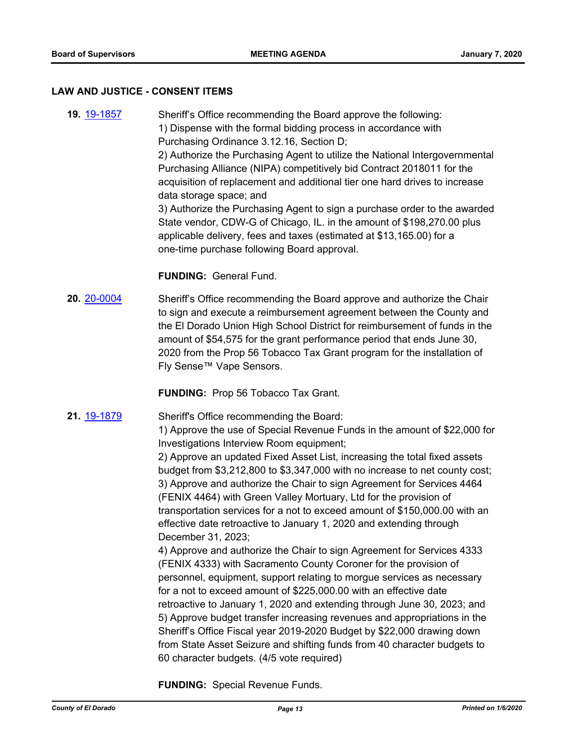## LAW AND JUSTICE - CONSENT ITEMS

**19.** [19-1857](19-1857) Sheriff's Office recommending the Board approve the following:
1) Dispense with the formal bidding process in accordance with Purchasing Ordinance 3.12.16, Section D;
2) Authorize the Purchasing Agent to utilize the National Intergovernmental Purchasing Alliance (NIPA) competitively bid Contract 2018011 for the acquisition of replacement and additional tier one hard drives to increase data storage space; and
3) Authorize the Purchasing Agent to sign a purchase order to the awarded State vendor, CDW-G of Chicago, IL. in the amount of $198,270.00 plus applicable delivery, fees and taxes (estimated at $13,165.00) for a one-time purchase following Board approval.

**FUNDING:** General Fund.

**20.** [20-0004](20-0004) Sheriff's Office recommending the Board approve and authorize the Chair to sign and execute a reimbursement agreement between the County and the El Dorado Union High School District for reimbursement of funds in the amount of $54,575 for the grant performance period that ends June 30, 2020 from the Prop 56 Tobacco Tax Grant program for the installation of Fly Sense™ Vape Sensors.

**FUNDING:** Prop 56 Tobacco Tax Grant.

**21.** [19-1879](19-1879) Sheriff's Office recommending the Board:
1) Approve the use of Special Revenue Funds in the amount of $22,000 for Investigations Interview Room equipment;
2) Approve an updated Fixed Asset List, increasing the total fixed assets budget from $3,212,800 to $3,347,000 with no increase to net county cost;
3) Approve and authorize the Chair to sign Agreement for Services 4464 (FENIX 4464) with Green Valley Mortuary, Ltd for the provision of transportation services for a not to exceed amount of $150,000.00 with an effective date retroactive to January 1, 2020 and extending through December 31, 2023;
4) Approve and authorize the Chair to sign Agreement for Services 4333 (FENIX 4333) with Sacramento County Coroner for the provision of personnel, equipment, support relating to morgue services as necessary for a not to exceed amount of $225,000.00 with an effective date retroactive to January 1, 2020 and extending through June 30, 2023; and
5) Approve budget transfer increasing revenues and appropriations in the Sheriff's Office Fiscal year 2019-2020 Budget by $22,000 drawing down from State Asset Seizure and shifting funds from 40 character budgets to 60 character budgets. (4/5 vote required)

**FUNDING:** Special Revenue Funds.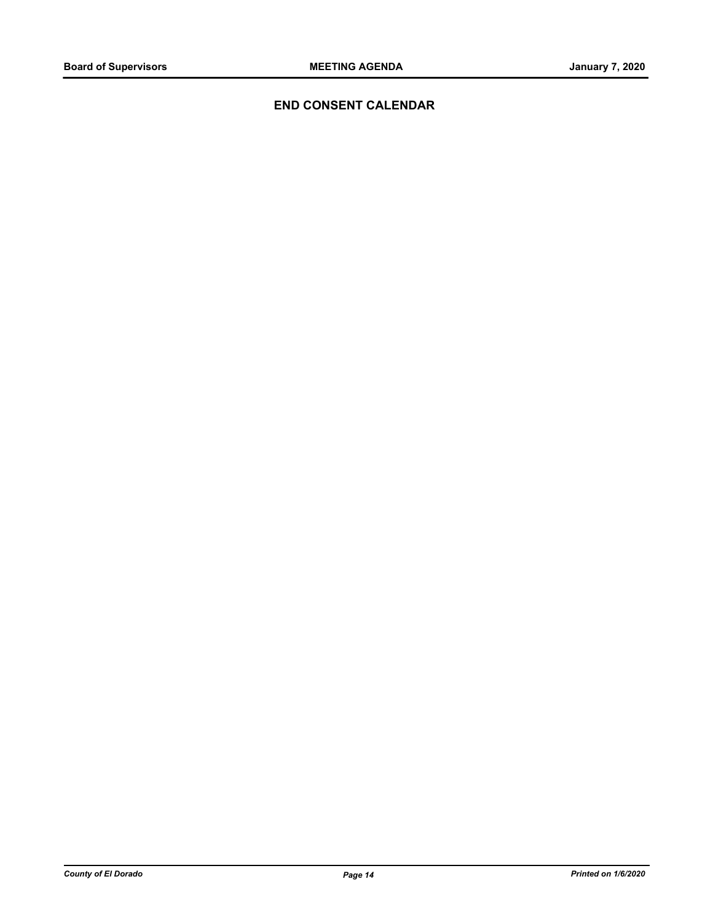## END CONSENT CALENDAR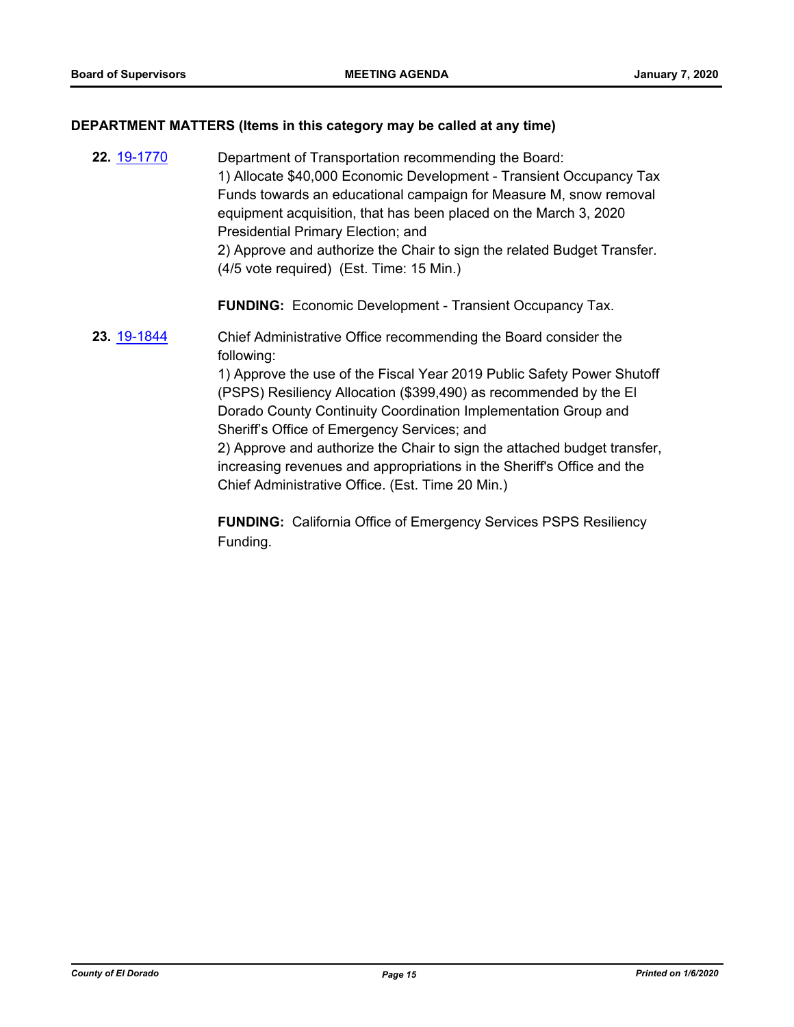## DEPARTMENT MATTERS (Items in this category may be called at any time)

**22.** 19-1770 Department of Transportation recommending the Board:
1) Allocate $40,000 Economic Development - Transient Occupancy Tax Funds towards an educational campaign for Measure M, snow removal equipment acquisition, that has been placed on the March 3, 2020 Presidential Primary Election; and
2) Approve and authorize the Chair to sign the related Budget Transfer. (4/5 vote required) (Est. Time: 15 Min.)

**FUNDING:** Economic Development - Transient Occupancy Tax.

**23.** 19-1844 Chief Administrative Office recommending the Board consider the following:
1) Approve the use of the Fiscal Year 2019 Public Safety Power Shutoff (PSPS) Resiliency Allocation ($399,490) as recommended by the El Dorado County Continuity Coordination Implementation Group and Sheriff's Office of Emergency Services; and
2) Approve and authorize the Chair to sign the attached budget transfer, increasing revenues and appropriations in the Sheriff's Office and the Chief Administrative Office. (Est. Time 20 Min.)

**FUNDING:** California Office of Emergency Services PSPS Resiliency Funding.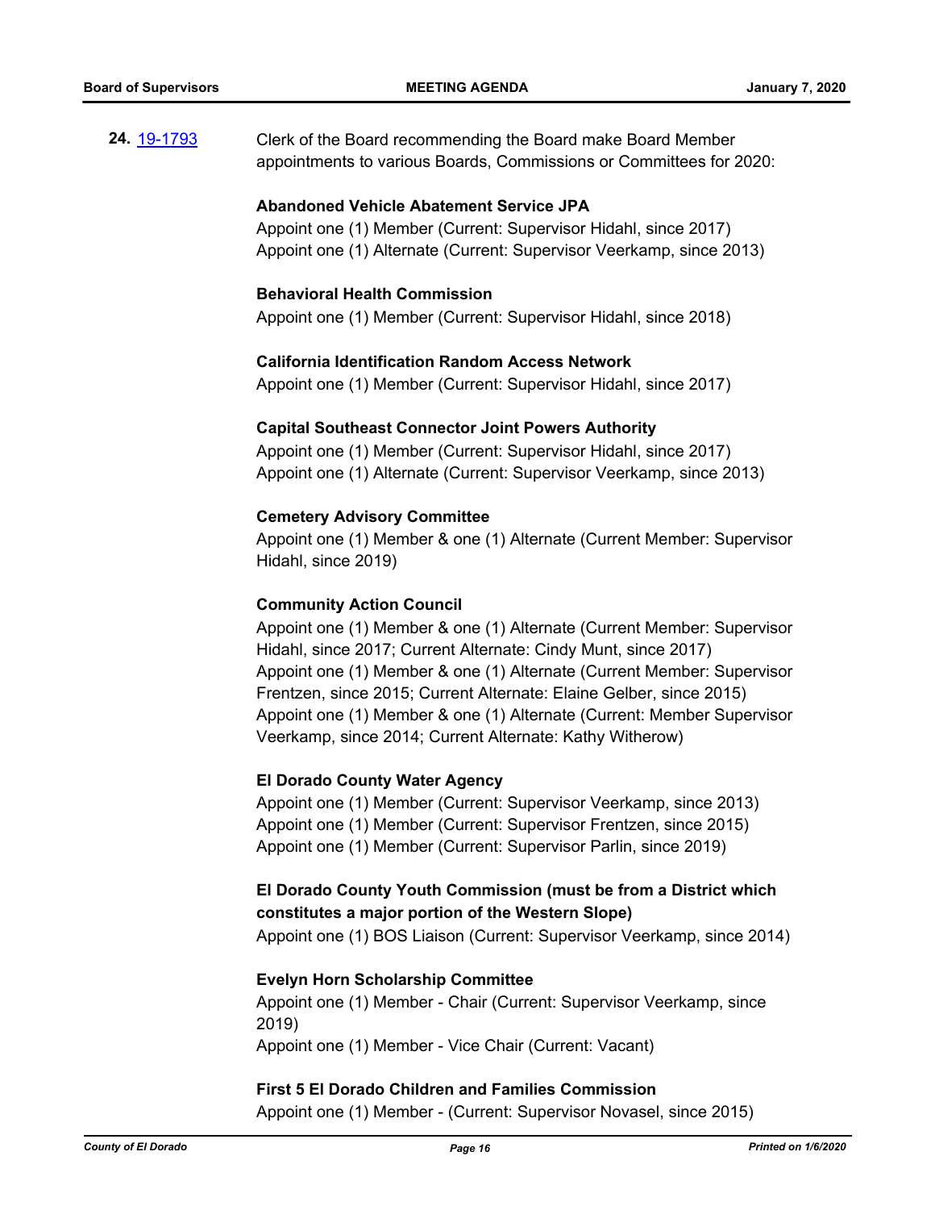**24.** [19-1793](19-1793) Clerk of the Board recommending the Board make Board Member appointments to various Boards, Commissions or Committees for 2020:

**Abandoned Vehicle Abatement Service JPA**
Appoint one (1) Member (Current: Supervisor Hidahl, since 2017)
Appoint one (1) Alternate (Current: Supervisor Veerkamp, since 2013)

**Behavioral Health Commission**
Appoint one (1) Member (Current: Supervisor Hidahl, since 2018)

**California Identification Random Access Network**
Appoint one (1) Member (Current: Supervisor Hidahl, since 2017)

**Capital Southeast Connector Joint Powers Authority**
Appoint one (1) Member (Current: Supervisor Hidahl, since 2017)
Appoint one (1) Alternate (Current: Supervisor Veerkamp, since 2013)

**Cemetery Advisory Committee**
Appoint one (1) Member & one (1) Alternate (Current Member: Supervisor Hidahl, since 2019)

**Community Action Council**
Appoint one (1) Member & one (1) Alternate (Current Member: Supervisor Hidahl, since 2017; Current Alternate: Cindy Munt, since 2017)
Appoint one (1) Member & one (1) Alternate (Current Member: Supervisor Frentzen, since 2015; Current Alternate: Elaine Gelber, since 2015)
Appoint one (1) Member & one (1) Alternate (Current: Member Supervisor Veerkamp, since 2014; Current Alternate: Kathy Witherow)

**El Dorado County Water Agency**
Appoint one (1) Member (Current: Supervisor Veerkamp, since 2013)
Appoint one (1) Member (Current: Supervisor Frentzen, since 2015)
Appoint one (1) Member (Current: Supervisor Parlin, since 2019)

**El Dorado County Youth Commission (must be from a District which constitutes a major portion of the Western Slope)**
Appoint one (1) BOS Liaison (Current: Supervisor Veerkamp, since 2014)

**Evelyn Horn Scholarship Committee**
Appoint one (1) Member - Chair (Current: Supervisor Veerkamp, since 2019)
Appoint one (1) Member - Vice Chair (Current: Vacant)

**First 5 El Dorado Children and Families Commission**
Appoint one (1) Member - (Current: Supervisor Novasel, since 2015)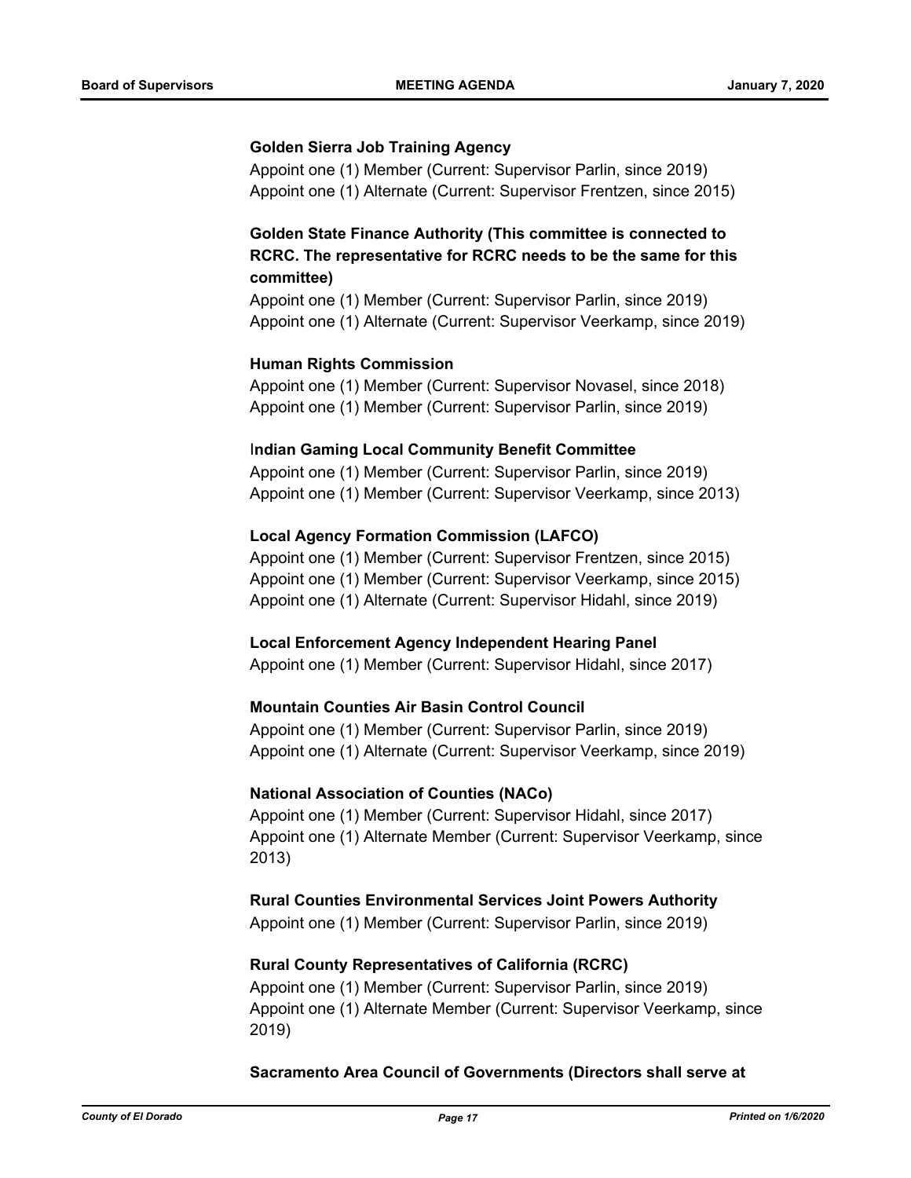**Golden Sierra Job Training Agency**

Appoint one (1) Member (Current: Supervisor Parlin, since 2019)
Appoint one (1) Alternate (Current: Supervisor Frentzen, since 2015)

**Golden State Finance Authority (This committee is connected to RCRC. The representative for RCRC needs to be the same for this committee)**

Appoint one (1) Member (Current: Supervisor Parlin, since 2019)
Appoint one (1) Alternate (Current: Supervisor Veerkamp, since 2019)

**Human Rights Commission**

Appoint one (1) Member (Current: Supervisor Novasel, since 2018)
Appoint one (1) Member (Current: Supervisor Parlin, since 2019)

**Indian Gaming Local Community Benefit Committee**

Appoint one (1) Member (Current: Supervisor Parlin, since 2019)
Appoint one (1) Member (Current: Supervisor Veerkamp, since 2013)

**Local Agency Formation Commission (LAFCO)**

Appoint one (1) Member (Current: Supervisor Frentzen, since 2015)
Appoint one (1) Member (Current: Supervisor Veerkamp, since 2015)
Appoint one (1) Alternate (Current: Supervisor Hidahl, since 2019)

**Local Enforcement Agency Independent Hearing Panel**

Appoint one (1) Member (Current: Supervisor Hidahl, since 2017)

**Mountain Counties Air Basin Control Council**

Appoint one (1) Member (Current: Supervisor Parlin, since 2019)
Appoint one (1) Alternate (Current: Supervisor Veerkamp, since 2019)

**National Association of Counties (NACo)**

Appoint one (1) Member (Current: Supervisor Hidahl, since 2017)
Appoint one (1) Alternate Member (Current: Supervisor Veerkamp, since 2013)

**Rural Counties Environmental Services Joint Powers Authority**

Appoint one (1) Member (Current: Supervisor Parlin, since 2019)

**Rural County Representatives of California (RCRC)**

Appoint one (1) Member (Current: Supervisor Parlin, since 2019)
Appoint one (1) Alternate Member (Current: Supervisor Veerkamp, since 2019)

**Sacramento Area Council of Governments (Directors shall serve at**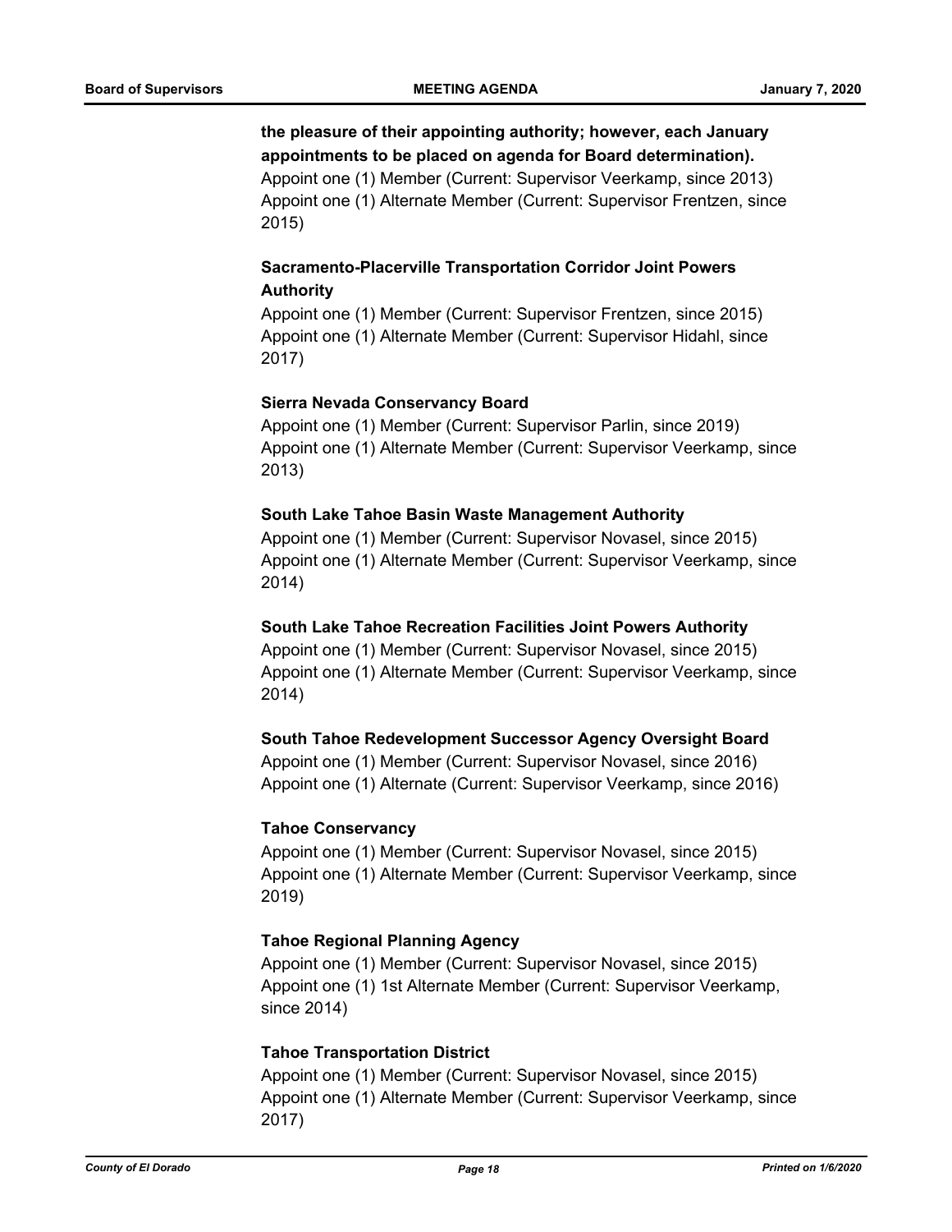**the pleasure of their appointing authority; however, each January appointments to be placed on agenda for Board determination).**

Appoint one (1) Member (Current: Supervisor Veerkamp, since 2013)
Appoint one (1) Alternate Member (Current: Supervisor Frentzen, since 2015)

**Sacramento-Placerville Transportation Corridor Joint Powers Authority**

Appoint one (1) Member (Current: Supervisor Frentzen, since 2015)
Appoint one (1) Alternate Member (Current: Supervisor Hidahl, since 2017)

**Sierra Nevada Conservancy Board**

Appoint one (1) Member (Current: Supervisor Parlin, since 2019)
Appoint one (1) Alternate Member (Current: Supervisor Veerkamp, since 2013)

**South Lake Tahoe Basin Waste Management Authority**

Appoint one (1) Member (Current: Supervisor Novasel, since 2015)
Appoint one (1) Alternate Member (Current: Supervisor Veerkamp, since 2014)

**South Lake Tahoe Recreation Facilities Joint Powers Authority**

Appoint one (1) Member (Current: Supervisor Novasel, since 2015)
Appoint one (1) Alternate Member (Current: Supervisor Veerkamp, since 2014)

**South Tahoe Redevelopment Successor Agency Oversight Board**

Appoint one (1) Member (Current: Supervisor Novasel, since 2016)
Appoint one (1) Alternate (Current: Supervisor Veerkamp, since 2016)

**Tahoe Conservancy**

Appoint one (1) Member (Current: Supervisor Novasel, since 2015)
Appoint one (1) Alternate Member (Current: Supervisor Veerkamp, since 2019)

**Tahoe Regional Planning Agency**

Appoint one (1) Member (Current: Supervisor Novasel, since 2015)
Appoint one (1) 1st Alternate Member (Current: Supervisor Veerkamp, since 2014)

**Tahoe Transportation District**

Appoint one (1) Member (Current: Supervisor Novasel, since 2015)
Appoint one (1) Alternate Member (Current: Supervisor Veerkamp, since 2017)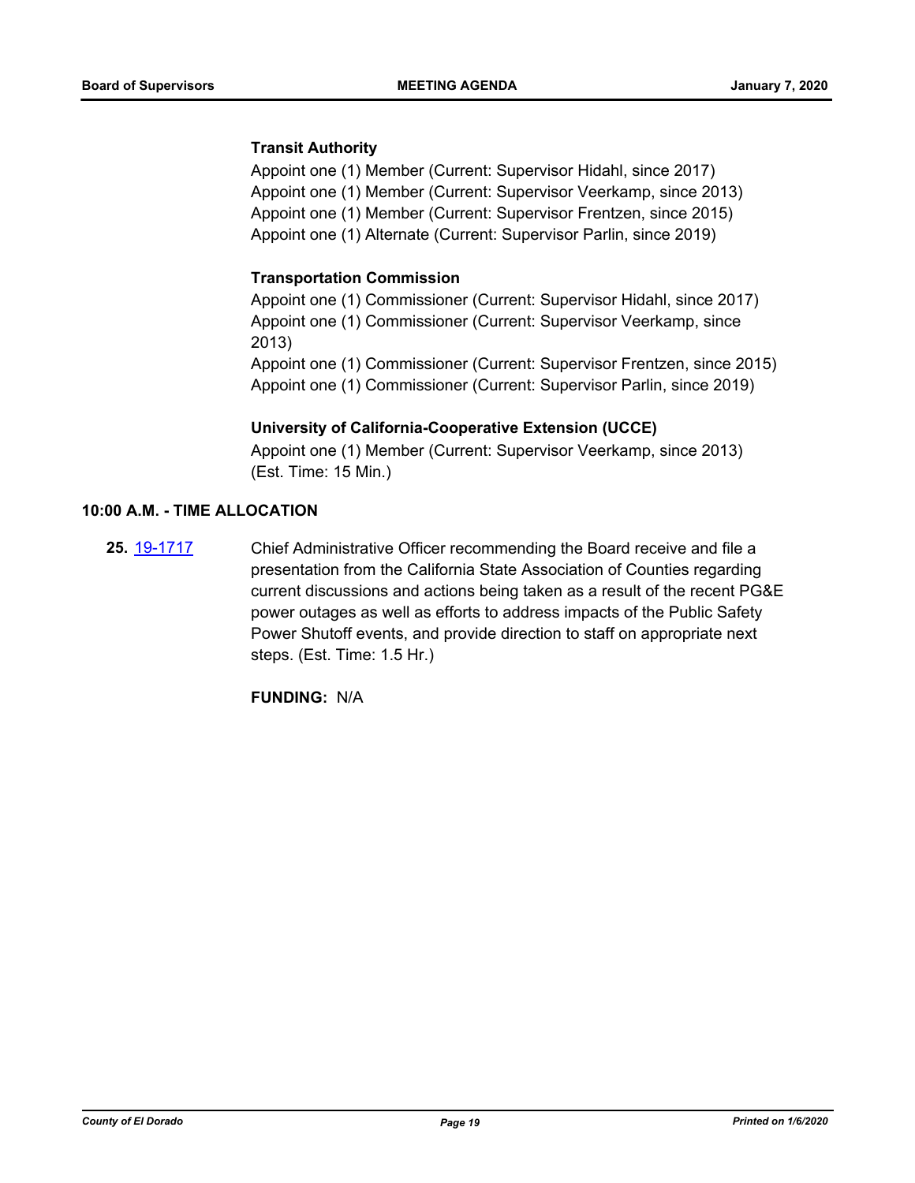**Transit Authority**

Appoint one (1) Member (Current: Supervisor Hidahl, since 2017)
Appoint one (1) Member (Current: Supervisor Veerkamp, since 2013)
Appoint one (1) Member (Current: Supervisor Frentzen, since 2015)
Appoint one (1) Alternate (Current: Supervisor Parlin, since 2019)

**Transportation Commission**

Appoint one (1) Commissioner (Current: Supervisor Hidahl, since 2017)
Appoint one (1) Commissioner (Current: Supervisor Veerkamp, since 2013)
Appoint one (1) Commissioner (Current: Supervisor Frentzen, since 2015)
Appoint one (1) Commissioner (Current: Supervisor Parlin, since 2019)

**University of California-Cooperative Extension (UCCE)**

Appoint one (1) Member (Current: Supervisor Veerkamp, since 2013)
(Est. Time: 15 Min.)

**10:00 A.M. - TIME ALLOCATION**

**25.** 19-1717 Chief Administrative Officer recommending the Board receive and file a presentation from the California State Association of Counties regarding current discussions and actions being taken as a result of the recent PG&E power outages as well as efforts to address impacts of the Public Safety Power Shutoff events, and provide direction to staff on appropriate next steps. (Est. Time: 1.5 Hr.)

**FUNDING:** N/A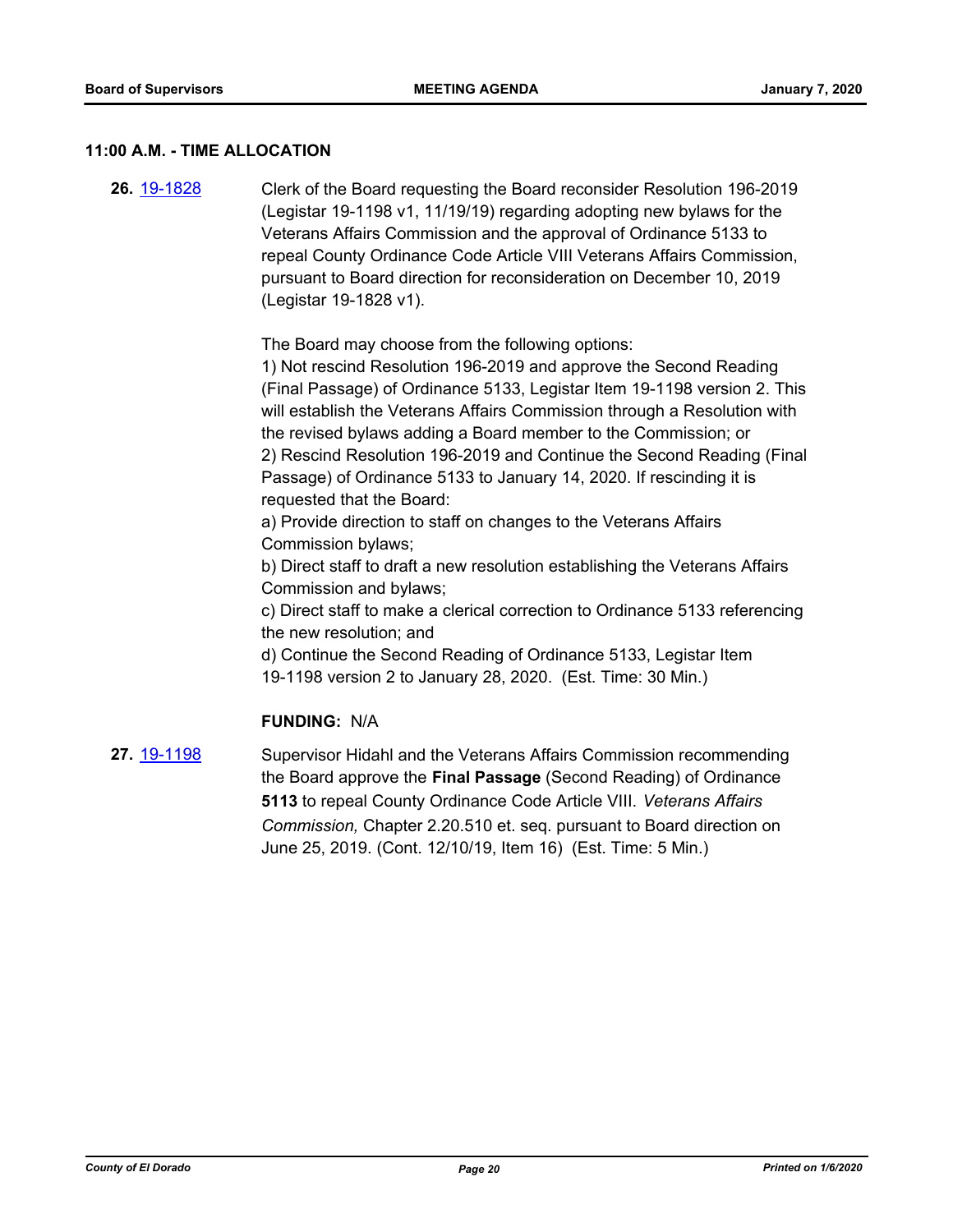## 11:00 A.M. - TIME ALLOCATION

**26.** 19-1828 Clerk of the Board requesting the Board reconsider Resolution 196-2019 (Legistar 19-1198 v1, 11/19/19) regarding adopting new bylaws for the Veterans Affairs Commission and the approval of Ordinance 5133 to repeal County Ordinance Code Article VIII Veterans Affairs Commission, pursuant to Board direction for reconsideration on December 10, 2019 (Legistar 19-1828 v1).

The Board may choose from the following options:
1) Not rescind Resolution 196-2019 and approve the Second Reading (Final Passage) of Ordinance 5133, Legistar Item 19-1198 version 2. This will establish the Veterans Affairs Commission through a Resolution with the revised bylaws adding a Board member to the Commission; or
2) Rescind Resolution 196-2019 and Continue the Second Reading (Final Passage) of Ordinance 5133 to January 14, 2020. If rescinding it is requested that the Board:
a) Provide direction to staff on changes to the Veterans Affairs Commission bylaws;
b) Direct staff to draft a new resolution establishing the Veterans Affairs Commission and bylaws;
c) Direct staff to make a clerical correction to Ordinance 5133 referencing the new resolution; and
d) Continue the Second Reading of Ordinance 5133, Legistar Item 19-1198 version 2 to January 28, 2020. (Est. Time: 30 Min.)

**FUNDING:** N/A

**27.** 19-1198 Supervisor Hidahl and the Veterans Affairs Commission recommending the Board approve the **Final Passage** (Second Reading) of Ordinance **5113** to repeal County Ordinance Code Article VIII. *Veterans Affairs Commission,* Chapter 2.20.510 et. seq. pursuant to Board direction on June 25, 2019. (Cont. 12/10/19, Item 16) (Est. Time: 5 Min.)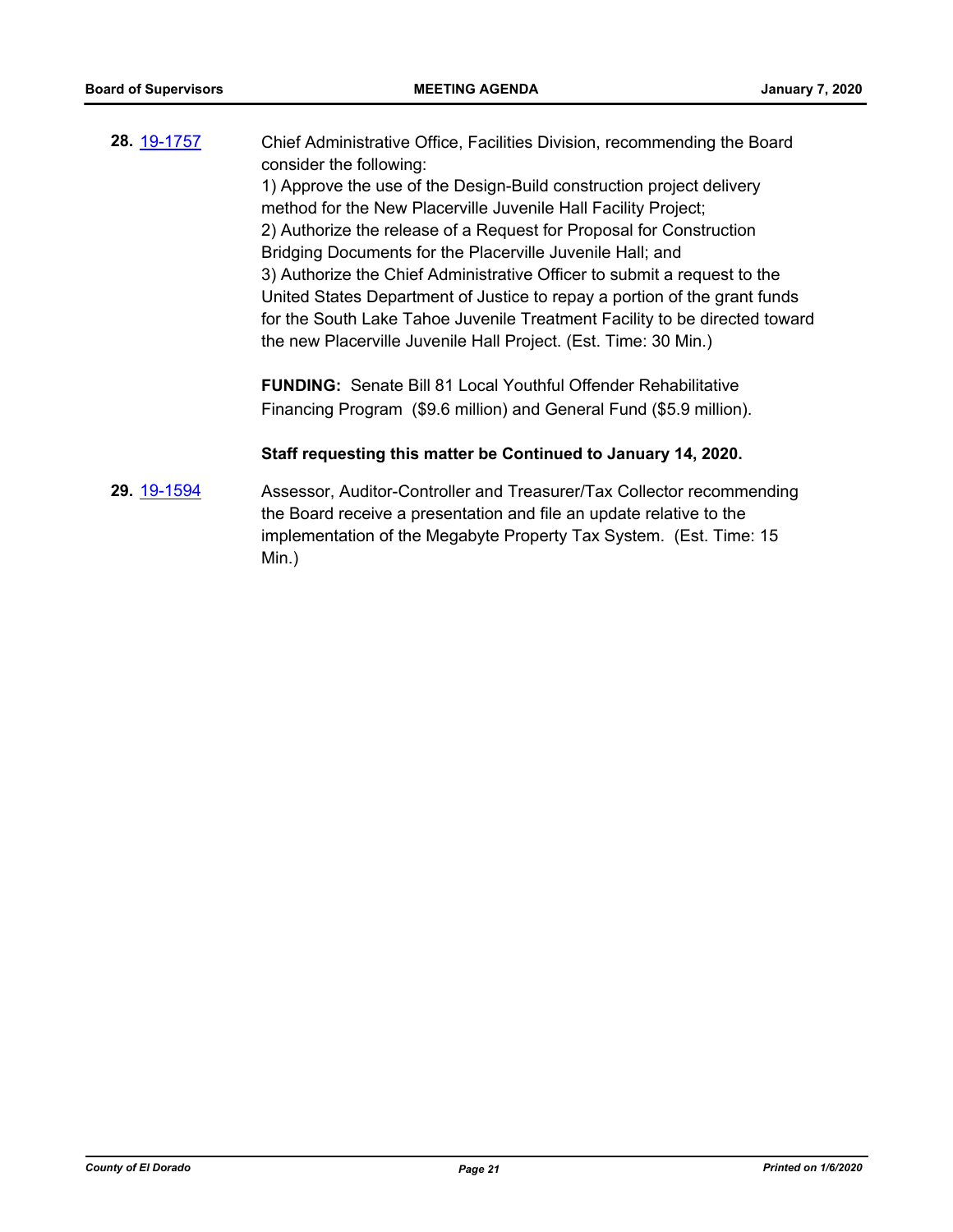**28.** 19-1757

Chief Administrative Office, Facilities Division, recommending the Board consider the following:

1) Approve the use of the Design-Build construction project delivery method for the New Placerville Juvenile Hall Facility Project;

2) Authorize the release of a Request for Proposal for Construction Bridging Documents for the Placerville Juvenile Hall; and

3) Authorize the Chief Administrative Officer to submit a request to the United States Department of Justice to repay a portion of the grant funds for the South Lake Tahoe Juvenile Treatment Facility to be directed toward the new Placerville Juvenile Hall Project. (Est. Time: 30 Min.)

**FUNDING:** Senate Bill 81 Local Youthful Offender Rehabilitative Financing Program ($9.6 million) and General Fund ($5.9 million).

**Staff requesting this matter be Continued to January 14, 2020.**

**29.** 19-1594

Assessor, Auditor-Controller and Treasurer/Tax Collector recommending the Board receive a presentation and file an update relative to the implementation of the Megabyte Property Tax System. (Est. Time: 15 Min.)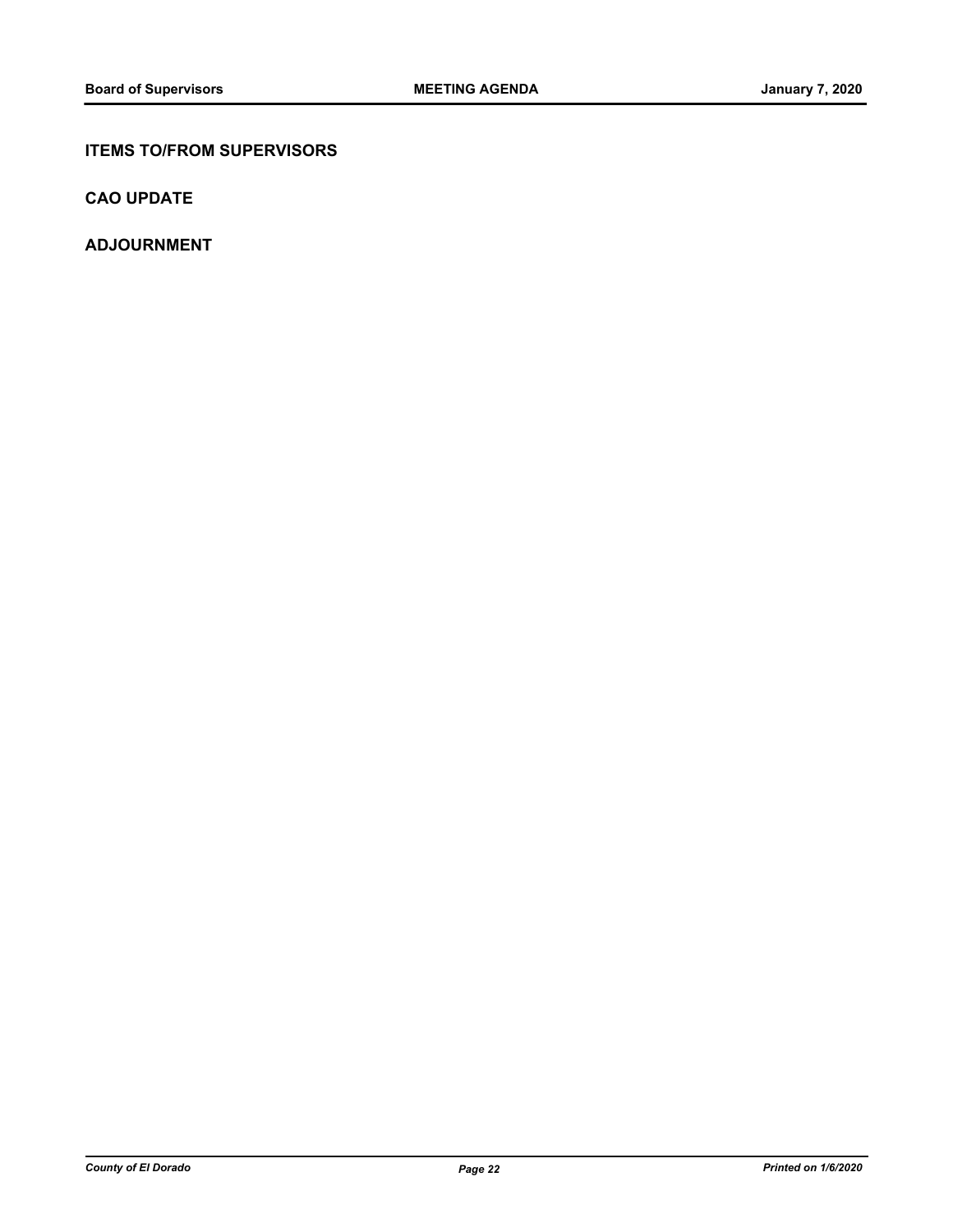## ITEMS TO/FROM SUPERVISORS

## CAO UPDATE

## ADJOURNMENT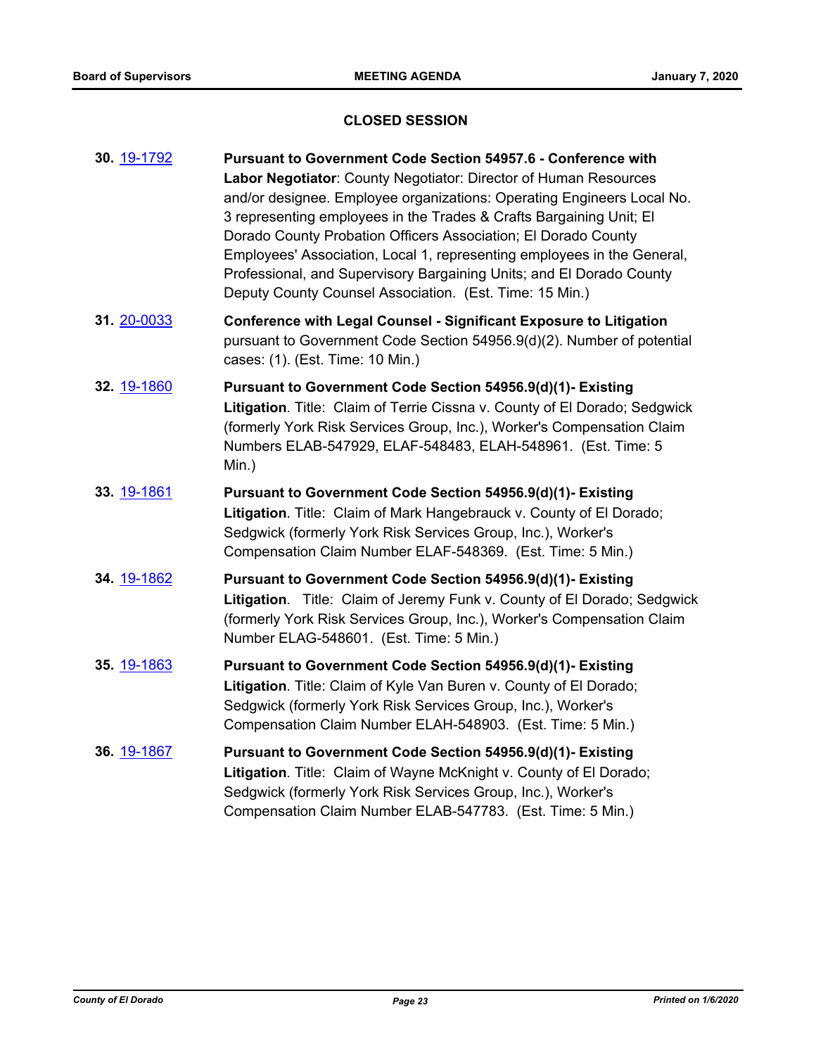## CLOSED SESSION

**30.** 19-1792 **Pursuant to Government Code Section 54957.6 - Conference with Labor Negotiator**: County Negotiator: Director of Human Resources and/or designee. Employee organizations: Operating Engineers Local No. 3 representing employees in the Trades & Crafts Bargaining Unit; El Dorado County Probation Officers Association; El Dorado County Employees' Association, Local 1, representing employees in the General, Professional, and Supervisory Bargaining Units; and El Dorado County Deputy County Counsel Association. (Est. Time: 15 Min.)

**31.** 20-0033 **Conference with Legal Counsel - Significant Exposure to Litigation** pursuant to Government Code Section 54956.9(d)(2). Number of potential cases: (1). (Est. Time: 10 Min.)

**32.** 19-1860 **Pursuant to Government Code Section 54956.9(d)(1)- Existing Litigation**. Title: Claim of Terrie Cissna v. County of El Dorado; Sedgwick (formerly York Risk Services Group, Inc.), Worker's Compensation Claim Numbers ELAB-547929, ELAF-548483, ELAH-548961. (Est. Time: 5 Min.)

**33.** 19-1861 **Pursuant to Government Code Section 54956.9(d)(1)- Existing Litigation**. Title: Claim of Mark Hangebrauck v. County of El Dorado; Sedgwick (formerly York Risk Services Group, Inc.), Worker's Compensation Claim Number ELAF-548369. (Est. Time: 5 Min.)

**34.** 19-1862 **Pursuant to Government Code Section 54956.9(d)(1)- Existing Litigation**. Title: Claim of Jeremy Funk v. County of El Dorado; Sedgwick (formerly York Risk Services Group, Inc.), Worker's Compensation Claim Number ELAG-548601. (Est. Time: 5 Min.)

**35.** 19-1863 **Pursuant to Government Code Section 54956.9(d)(1)- Existing Litigation**. Title: Claim of Kyle Van Buren v. County of El Dorado; Sedgwick (formerly York Risk Services Group, Inc.), Worker's Compensation Claim Number ELAH-548903. (Est. Time: 5 Min.)

**36.** 19-1867 **Pursuant to Government Code Section 54956.9(d)(1)- Existing Litigation**. Title: Claim of Wayne McKnight v. County of El Dorado; Sedgwick (formerly York Risk Services Group, Inc.), Worker's Compensation Claim Number ELAB-547783. (Est. Time: 5 Min.)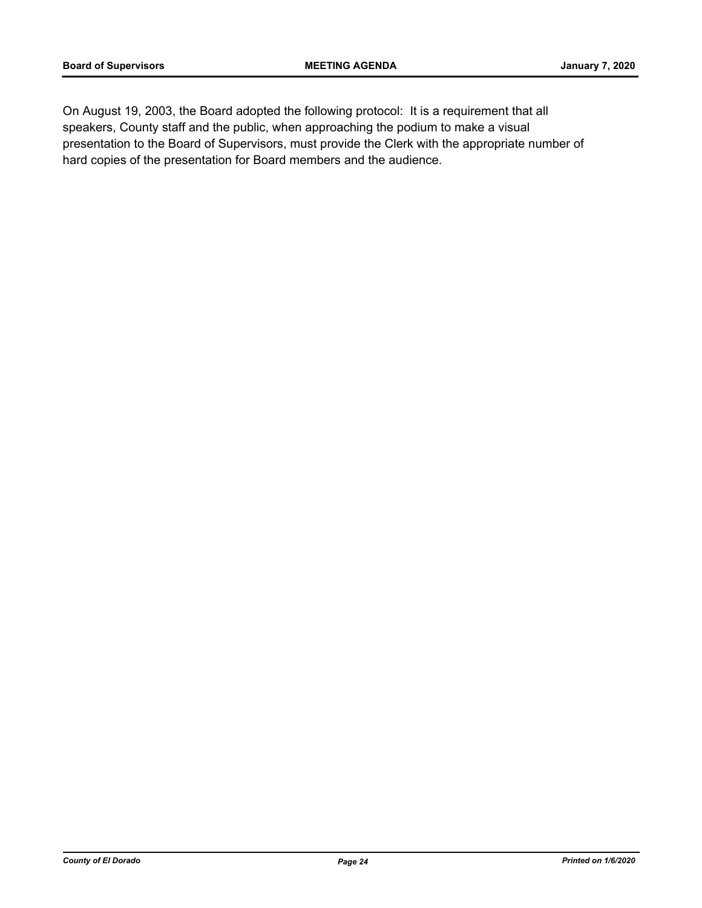On August 19, 2003, the Board adopted the following protocol: It is a requirement that all speakers, County staff and the public, when approaching the podium to make a visual presentation to the Board of Supervisors, must provide the Clerk with the appropriate number of hard copies of the presentation for Board members and the audience.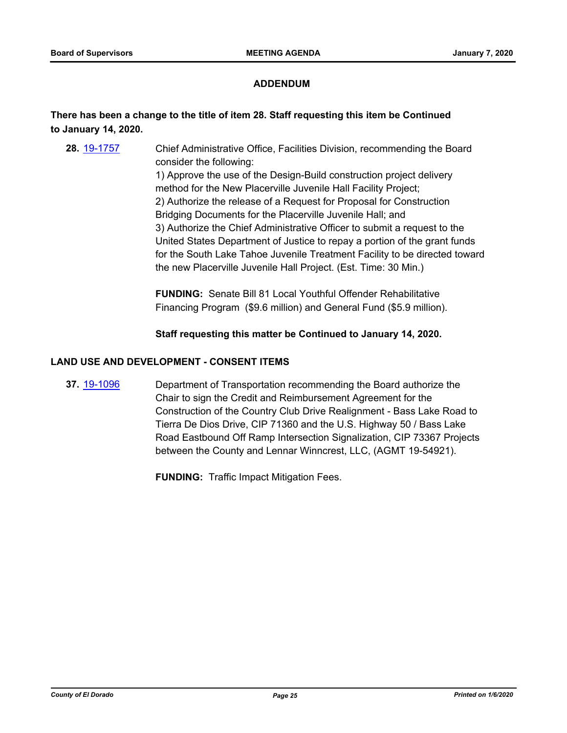## ADDENDUM

**There has been a change to the title of item 28. Staff requesting this item be Continued to January 14, 2020.**

**28.** 19-1757 Chief Administrative Office, Facilities Division, recommending the Board consider the following:

1) Approve the use of the Design-Build construction project delivery method for the New Placerville Juvenile Hall Facility Project;

2) Authorize the release of a Request for Proposal for Construction Bridging Documents for the Placerville Juvenile Hall; and

3) Authorize the Chief Administrative Officer to submit a request to the United States Department of Justice to repay a portion of the grant funds for the South Lake Tahoe Juvenile Treatment Facility to be directed toward the new Placerville Juvenile Hall Project. (Est. Time: 30 Min.)

**FUNDING:** Senate Bill 81 Local Youthful Offender Rehabilitative Financing Program (\$9.6 million) and General Fund (\$5.9 million).

**Staff requesting this matter be Continued to January 14, 2020.**

### LAND USE AND DEVELOPMENT - CONSENT ITEMS

**37.** 19-1096 Department of Transportation recommending the Board authorize the Chair to sign the Credit and Reimbursement Agreement for the Construction of the Country Club Drive Realignment - Bass Lake Road to Tierra De Dios Drive, CIP 71360 and the U.S. Highway 50 / Bass Lake Road Eastbound Off Ramp Intersection Signalization, CIP 73367 Projects between the County and Lennar Winncrest, LLC, (AGMT 19-54921).

**FUNDING:** Traffic Impact Mitigation Fees.